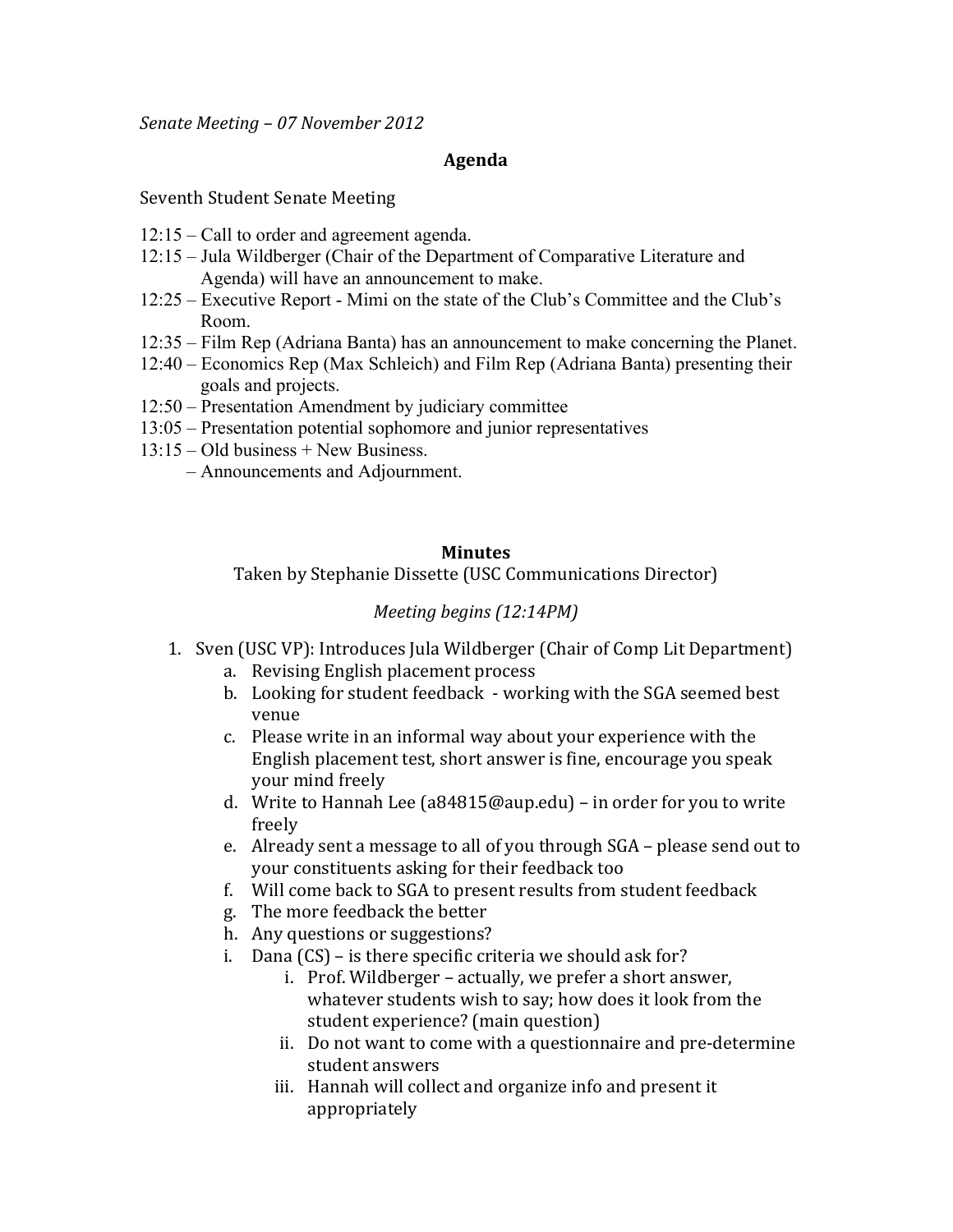*Senate Meeting – 07 November 2012*

## Agenda

Seventh Student Senate Meeting

12:15 – Call to order and agreement agenda.
12:15 – Jula Wildberger (Chair of the Department of Comparative Literature and Agenda) will have an announcement to make.
12:25 – Executive Report - Mimi on the state of the Club's Committee and the Club's Room.
12:35 – Film Rep (Adriana Banta) has an announcement to make concerning the Planet.
12:40 – Economics Rep (Max Schleich) and Film Rep (Adriana Banta) presenting their goals and projects.
12:50 – Presentation Amendment by judiciary committee
13:05 – Presentation potential sophomore and junior representatives
13:15 – Old business + New Business.
– Announcements and Adjournment.

## Minutes

Taken by Stephanie Dissette (USC Communications Director)

*Meeting begins (12:14PM)*

1. Sven (USC VP): Introduces Jula Wildberger (Chair of Comp Lit Department)
   a. Revising English placement process
   b. Looking for student feedback - working with the SGA seemed best venue
   c. Please write in an informal way about your experience with the English placement test, short answer is fine, encourage you speak your mind freely
   d. Write to Hannah Lee (a84815@aup.edu) – in order for you to write freely
   e. Already sent a message to all of you through SGA – please send out to your constituents asking for their feedback too
   f. Will come back to SGA to present results from student feedback
   g. The more feedback the better
   h. Any questions or suggestions?
   i. Dana (CS) – is there specific criteria we should ask for?
      i. Prof. Wildberger – actually, we prefer a short answer, whatever students wish to say; how does it look from the student experience? (main question)
      ii. Do not want to come with a questionnaire and pre-determine student answers
      iii. Hannah will collect and organize info and present it appropriately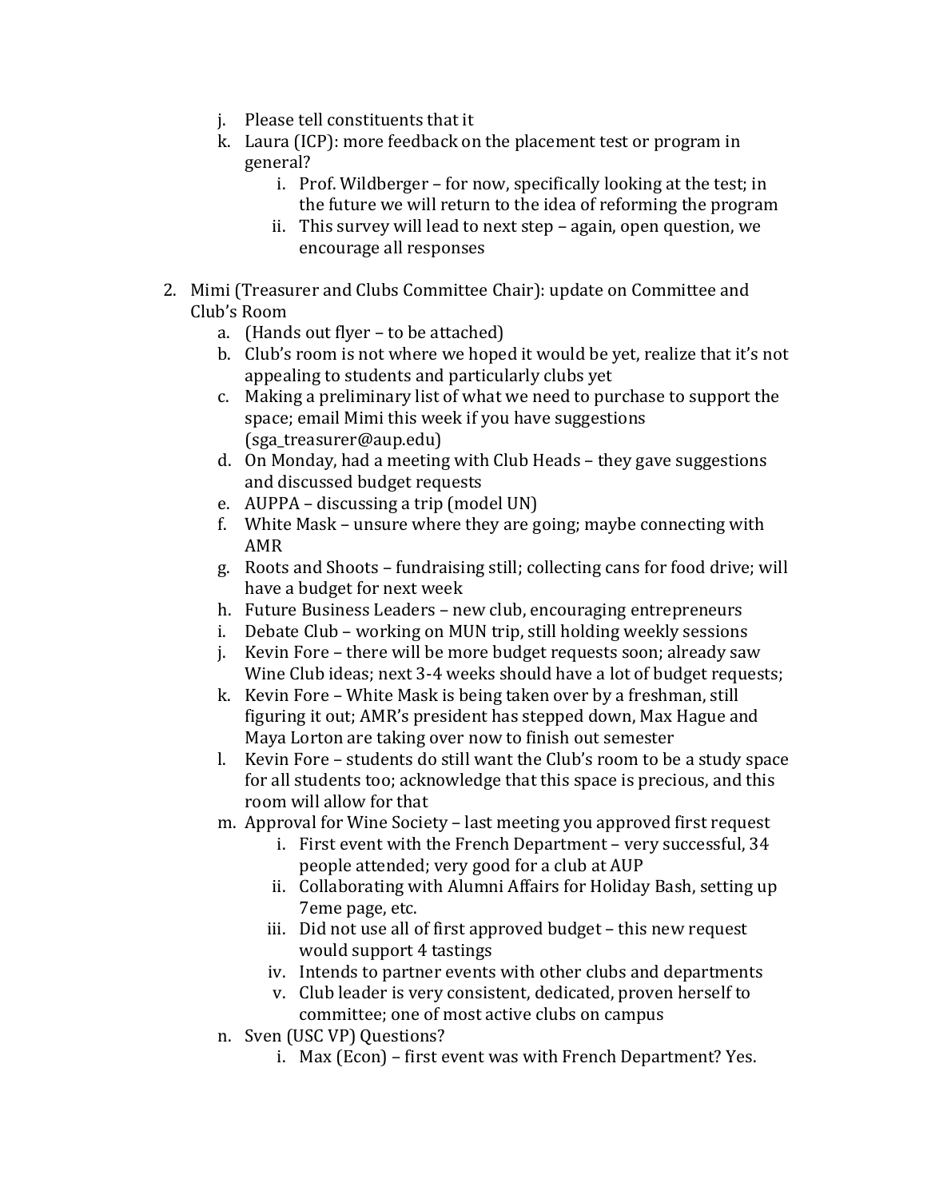j. Please tell constituents that it
k. Laura (ICP): more feedback on the placement test or program in general?
    i. Prof. Wildberger – for now, specifically looking at the test; in the future we will return to the idea of reforming the program
    ii. This survey will lead to next step – again, open question, we encourage all responses

2. Mimi (Treasurer and Clubs Committee Chair): update on Committee and Club's Room
    a. (Hands out flyer – to be attached)
    b. Club's room is not where we hoped it would be yet, realize that it's not appealing to students and particularly clubs yet
    c. Making a preliminary list of what we need to purchase to support the space; email Mimi this week if you have suggestions (sga_treasurer@aup.edu)
    d. On Monday, had a meeting with Club Heads – they gave suggestions and discussed budget requests
    e. AUPPA – discussing a trip (model UN)
    f. White Mask – unsure where they are going; maybe connecting with AMR
    g. Roots and Shoots – fundraising still; collecting cans for food drive; will have a budget for next week
    h. Future Business Leaders – new club, encouraging entrepreneurs
    i. Debate Club – working on MUN trip, still holding weekly sessions
    j. Kevin Fore – there will be more budget requests soon; already saw Wine Club ideas; next 3-4 weeks should have a lot of budget requests;
    k. Kevin Fore – White Mask is being taken over by a freshman, still figuring it out; AMR's president has stepped down, Max Hague and Maya Lorton are taking over now to finish out semester
    l. Kevin Fore – students do still want the Club's room to be a study space for all students too; acknowledge that this space is precious, and this room will allow for that
    m. Approval for Wine Society – last meeting you approved first request
        i. First event with the French Department – very successful, 34 people attended; very good for a club at AUP
        ii. Collaborating with Alumni Affairs for Holiday Bash, setting up 7eme page, etc.
        iii. Did not use all of first approved budget – this new request would support 4 tastings
        iv. Intends to partner events with other clubs and departments
        v. Club leader is very consistent, dedicated, proven herself to committee; one of most active clubs on campus
    n. Sven (USC VP) Questions?
        i. Max (Econ) – first event was with French Department? Yes.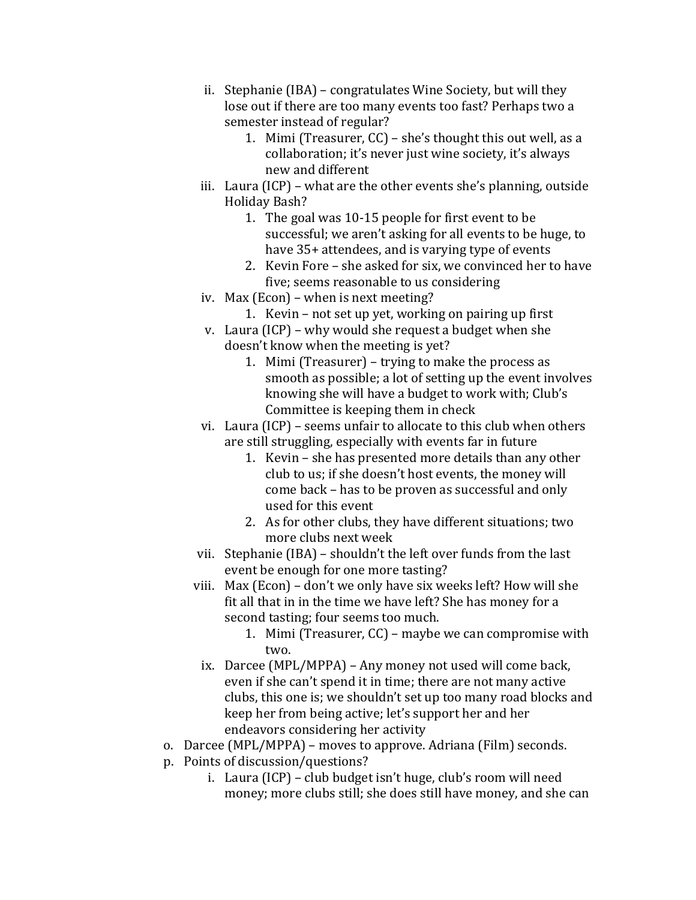- ii. Stephanie (IBA) – congratulates Wine Society, but will they lose out if there are too many events too fast? Perhaps two a semester instead of regular?
      1. Mimi (Treasurer, CC) – she's thought this out well, as a collaboration; it's never just wine society, it's always new and different
   - iii. Laura (ICP) – what are the other events she's planning, outside Holiday Bash?
      1. The goal was 10-15 people for first event to be successful; we aren't asking for all events to be huge, to have 35+ attendees, and is varying type of events
      2. Kevin Fore – she asked for six, we convinced her to have five; seems reasonable to us considering
   - iv. Max (Econ) – when is next meeting?
      1. Kevin – not set up yet, working on pairing up first
   - v. Laura (ICP) – why would she request a budget when she doesn't know when the meeting is yet?
      1. Mimi (Treasurer) – trying to make the process as smooth as possible; a lot of setting up the event involves knowing she will have a budget to work with; Club's Committee is keeping them in check
   - vi. Laura (ICP) – seems unfair to allocate to this club when others are still struggling, especially with events far in future
      1. Kevin – she has presented more details than any other club to us; if she doesn't host events, the money will come back – has to be proven as successful and only used for this event
      2. As for other clubs, they have different situations; two more clubs next week
   - vii. Stephanie (IBA) – shouldn't the left over funds from the last event be enough for one more tasting?
   - viii. Max (Econ) – don't we only have six weeks left? How will she fit all that in in the time we have left? She has money for a second tasting; four seems too much.
      1. Mimi (Treasurer, CC) – maybe we can compromise with two.
   - ix. Darcee (MPL/MPPA) – Any money not used will come back, even if she can't spend it in time; there are not many active clubs, this one is; we shouldn't set up too many road blocks and keep her from being active; let's support her and her endeavors considering her activity

- o. Darcee (MPL/MPPA) – moves to approve. Adriana (Film) seconds.
- p. Points of discussion/questions?
   - i. Laura (ICP) – club budget isn't huge, club's room will need money; more clubs still; she does still have money, and she can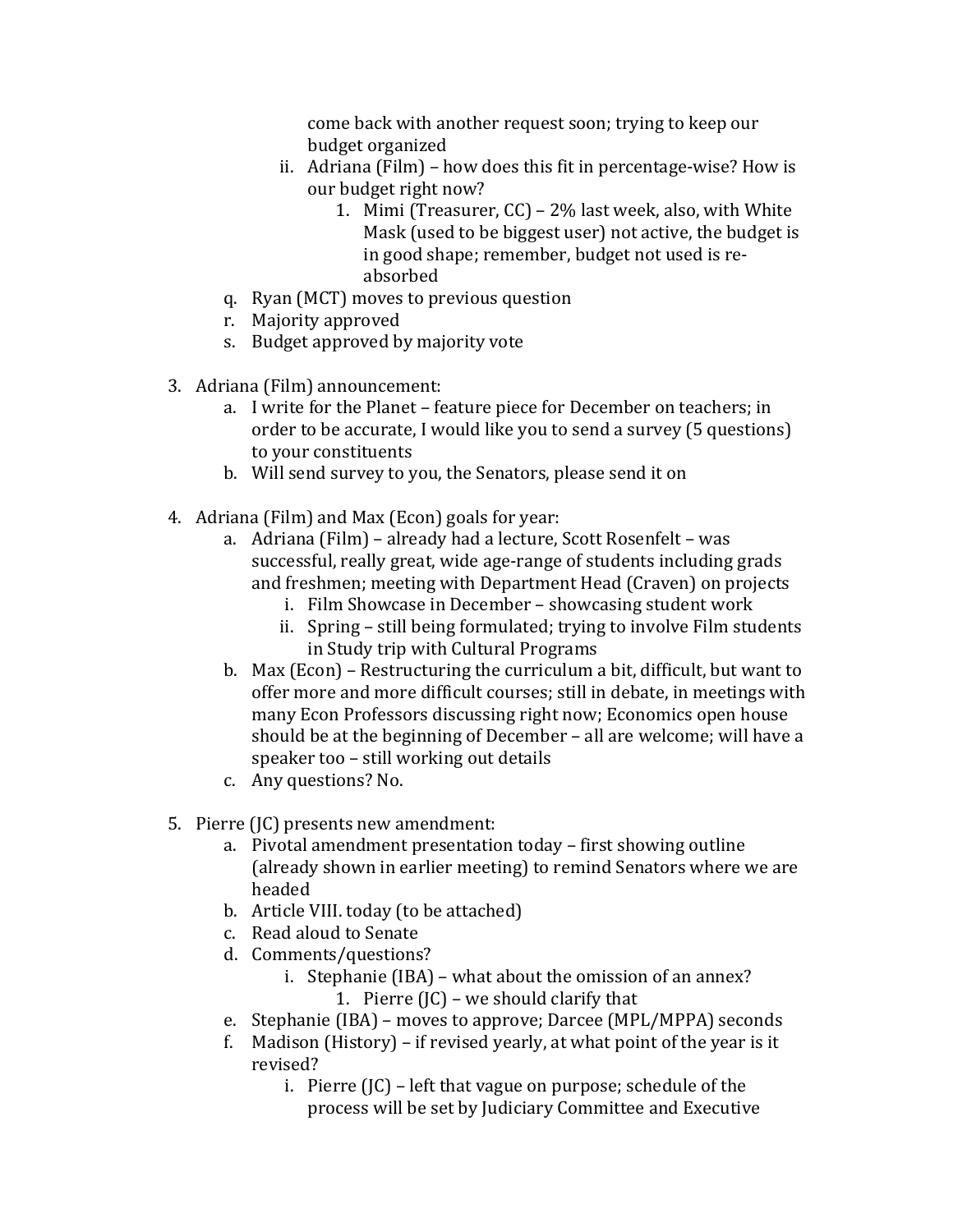come back with another request soon; trying to keep our budget organized

   ii. Adriana (Film) – how does this fit in percentage-wise? How is our budget right now?

      1. Mimi (Treasurer, CC) – 2% last week, also, with White Mask (used to be biggest user) not active, the budget is in good shape; remember, budget not used is re-absorbed

q. Ryan (MCT) moves to previous question

r. Majority approved

s. Budget approved by majority vote

3. Adriana (Film) announcement:

   a. I write for the Planet – feature piece for December on teachers; in order to be accurate, I would like you to send a survey (5 questions) to your constituents

   b. Will send survey to you, the Senators, please send it on

4. Adriana (Film) and Max (Econ) goals for year:

   a. Adriana (Film) – already had a lecture, Scott Rosenfelt – was successful, really great, wide age-range of students including grads and freshmen; meeting with Department Head (Craven) on projects

      i. Film Showcase in December – showcasing student work

      ii. Spring – still being formulated; trying to involve Film students in Study trip with Cultural Programs

   b. Max (Econ) – Restructuring the curriculum a bit, difficult, but want to offer more and more difficult courses; still in debate, in meetings with many Econ Professors discussing right now; Economics open house should be at the beginning of December – all are welcome; will have a speaker too – still working out details

   c. Any questions? No.

5. Pierre (JC) presents new amendment:

   a. Pivotal amendment presentation today – first showing outline (already shown in earlier meeting) to remind Senators where we are headed

   b. Article VIII. today (to be attached)

   c. Read aloud to Senate

   d. Comments/questions?

      i. Stephanie (IBA) – what about the omission of an annex?

         1. Pierre (JC) – we should clarify that

   e. Stephanie (IBA) – moves to approve; Darcee (MPL/MPPA) seconds

   f. Madison (History) – if revised yearly, at what point of the year is it revised?

      i. Pierre (JC) – left that vague on purpose; schedule of the process will be set by Judiciary Committee and Executive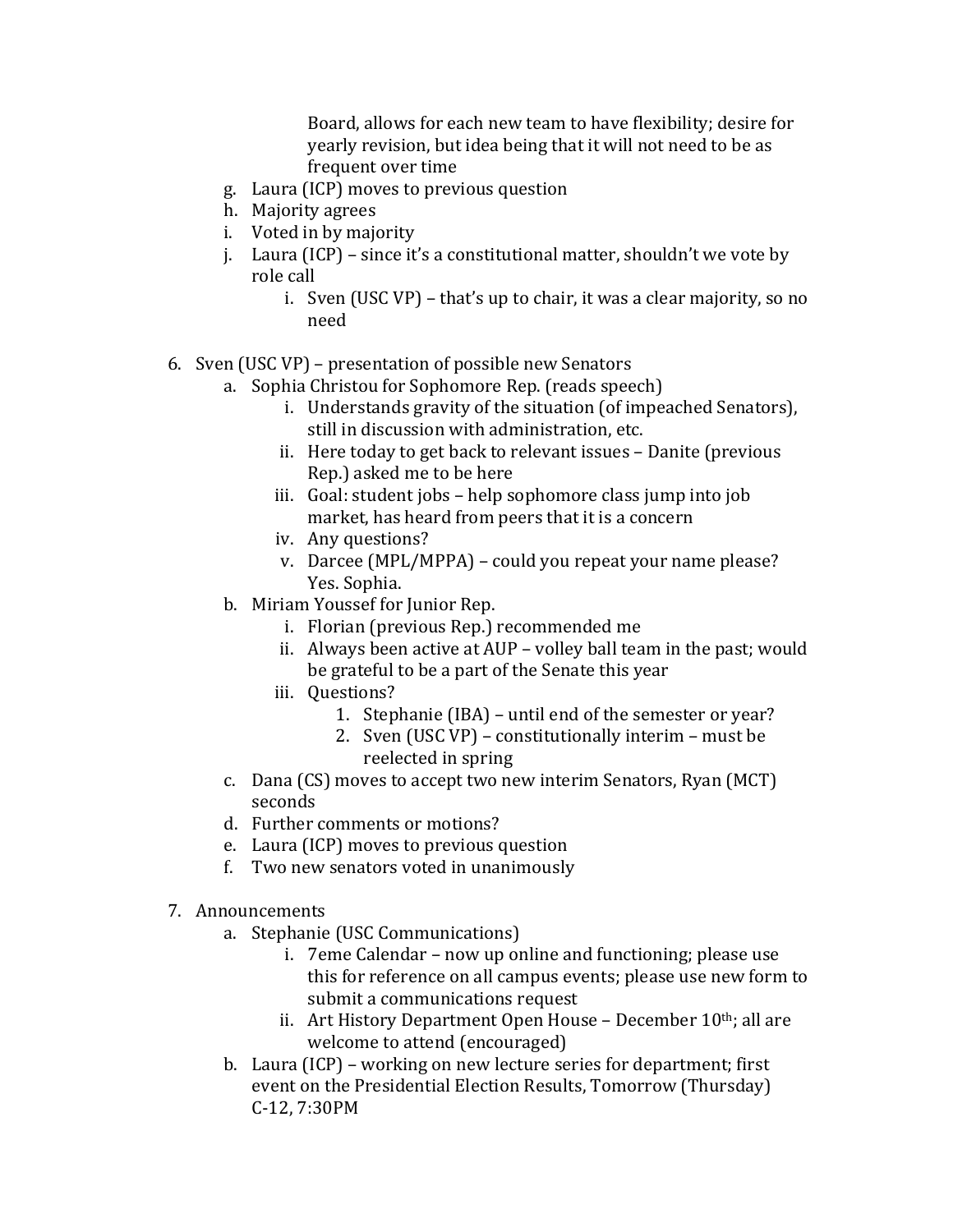Board, allows for each new team to have flexibility; desire for yearly revision, but idea being that it will not need to be as frequent over time

g. Laura (ICP) moves to previous question
h. Majority agrees
i. Voted in by majority
j. Laura (ICP) – since it's a constitutional matter, shouldn't we vote by role call
    i. Sven (USC VP) – that's up to chair, it was a clear majority, so no need

6. Sven (USC VP) – presentation of possible new Senators
    a. Sophia Christou for Sophomore Rep. (reads speech)
        i. Understands gravity of the situation (of impeached Senators), still in discussion with administration, etc.
        ii. Here today to get back to relevant issues – Danite (previous Rep.) asked me to be here
        iii. Goal: student jobs – help sophomore class jump into job market, has heard from peers that it is a concern
        iv. Any questions?
        v. Darcee (MPL/MPPA) – could you repeat your name please? Yes. Sophia.
    b. Miriam Youssef for Junior Rep.
        i. Florian (previous Rep.) recommended me
        ii. Always been active at AUP – volley ball team in the past; would be grateful to be a part of the Senate this year
        iii. Questions?
            1. Stephanie (IBA) – until end of the semester or year?
            2. Sven (USC VP) – constitutionally interim – must be reelected in spring
    c. Dana (CS) moves to accept two new interim Senators, Ryan (MCT) seconds
    d. Further comments or motions?
    e. Laura (ICP) moves to previous question
    f. Two new senators voted in unanimously

7. Announcements
    a. Stephanie (USC Communications)
        i. 7eme Calendar – now up online and functioning; please use this for reference on all campus events; please use new form to submit a communications request
        ii. Art History Department Open House – December 10th; all are welcome to attend (encouraged)
    b. Laura (ICP) – working on new lecture series for department; first event on the Presidential Election Results, Tomorrow (Thursday) C-12, 7:30PM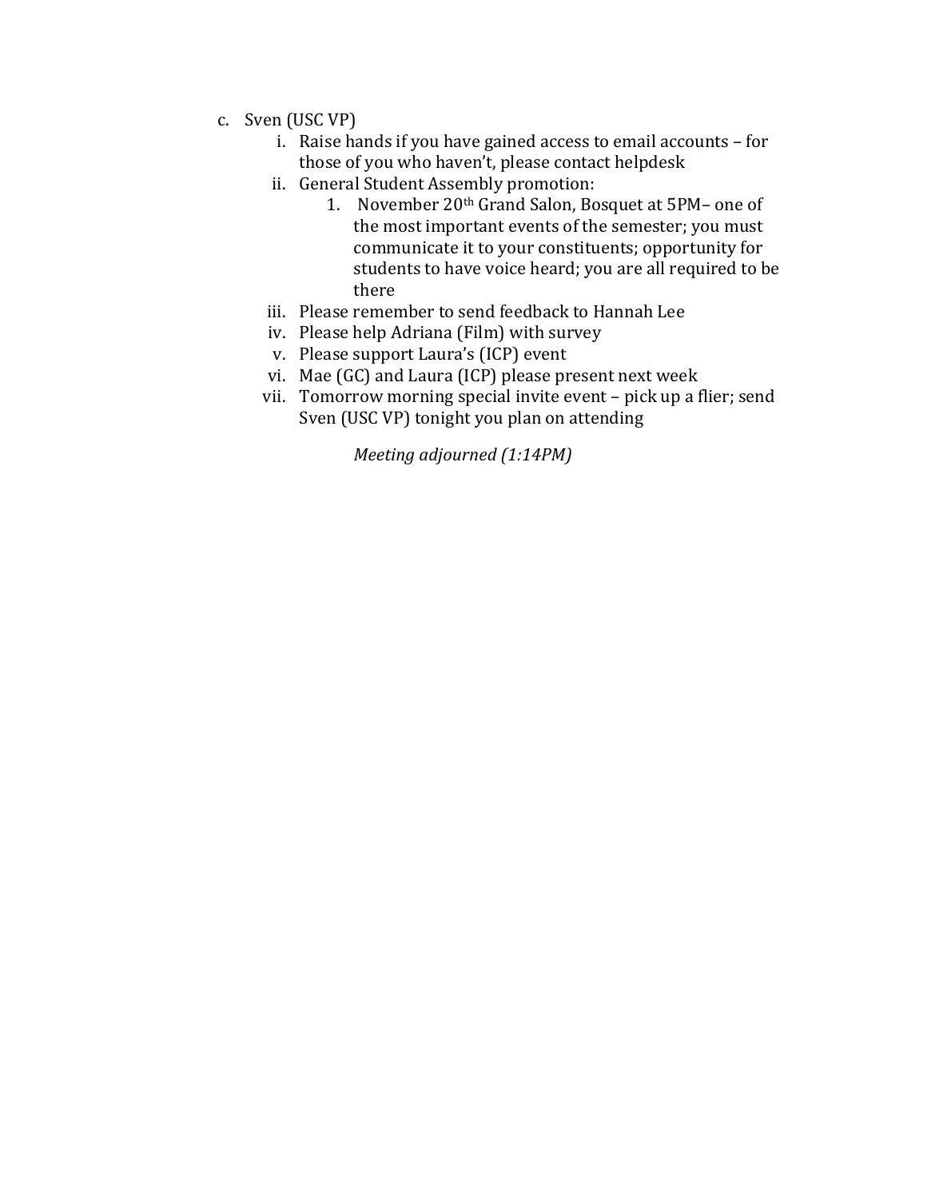c. Sven (USC VP)
    i. Raise hands if you have gained access to email accounts – for those of you who haven't, please contact helpdesk
    ii. General Student Assembly promotion:
        1. November 20th Grand Salon, Bosquet at 5PM– one of the most important events of the semester; you must communicate it to your constituents; opportunity for students to have voice heard; you are all required to be there
    iii. Please remember to send feedback to Hannah Lee
    iv. Please help Adriana (Film) with survey
    v. Please support Laura's (ICP) event
    vi. Mae (GC) and Laura (ICP) please present next week
    vii. Tomorrow morning special invite event – pick up a flier; send Sven (USC VP) tonight you plan on attending

*Meeting adjourned (1:14PM)*